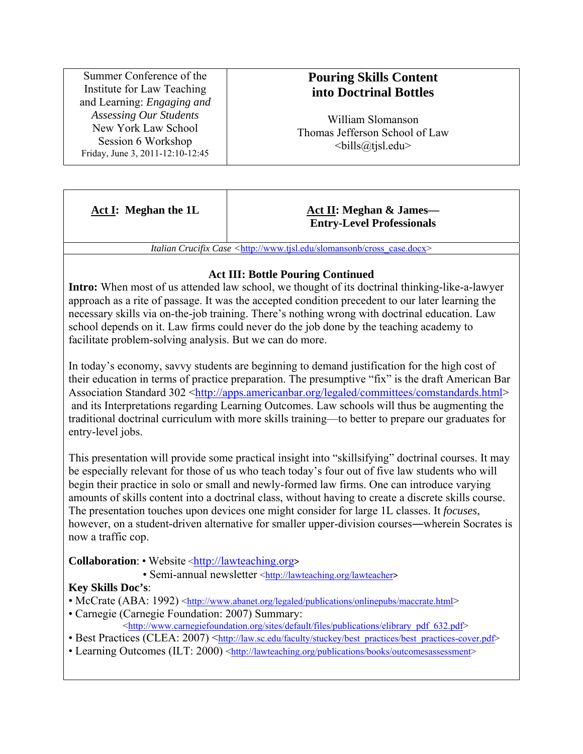| Summer Conference of the Institute for Law Teaching and Learning: *Engaging and Assessing Our Students* New York Law School Session 6 Workshop Friday, June 3, 2011-12:10-12:45 | **Pouring Skills Content into Doctrinal Bottles** William Slomanson Thomas Jefferson School of Law <bills@tjsl.edu> |
| --- | --- |

| **Act I: Meghan the 1L** | **Act II: Meghan & James—Entry-Level Professionals** |
| --- | --- |
| *Italian Crucifix Case* <http://www.tjsl.edu/slomansonb/cross_case.docx> | |

### Act III: Bottle Pouring Continued

**Intro:** When most of us attended law school, we thought of its doctrinal thinking-like-a-lawyer approach as a rite of passage. It was the accepted condition precedent to our later learning the necessary skills via on-the-job training. There's nothing wrong with doctrinal education. Law school depends on it. Law firms could never do the job done by the teaching academy to facilitate problem-solving analysis. But we can do more.

In today's economy, savvy students are beginning to demand justification for the high cost of their education in terms of practice preparation. The presumptive "fix" is the draft American Bar Association Standard 302 <http://apps.americanbar.org/legaled/committees/comstandards.html> and its Interpretations regarding Learning Outcomes. Law schools will thus be augmenting the traditional doctrinal curriculum with more skills training—to better to prepare our graduates for entry-level jobs.

This presentation will provide some practical insight into "skillsifying" doctrinal courses. It may be especially relevant for those of us who teach today's four out of five law students who will begin their practice in solo or small and newly-formed law firms. One can introduce varying amounts of skills content into a doctrinal class, without having to create a discrete skills course. The presentation touches upon devices one might consider for large 1L classes. It *focuses*, however, on a student-driven alternative for smaller upper-division courses—wherein Socrates is now a traffic cop.

**Collaboration**: • Website <http://lawteaching.org>
• Semi-annual newsletter <http://lawteaching.org/lawteacher>

**Key Skills Doc's**:

- McCrate (ABA: 1992) <http://www.abanet.org/legaled/publications/onlinepubs/maccrate.html>
- Carnegie (Carnegie Foundation: 2007) Summary: <http://www.carnegiefoundation.org/sites/default/files/publications/elibrary_pdf_632.pdf>
- Best Practices (CLEA: 2007) <http://law.sc.edu/faculty/stuckey/best_practices/best_practices-cover.pdf>
- Learning Outcomes (ILT: 2000) <http://lawteaching.org/publications/books/outcomesassessment>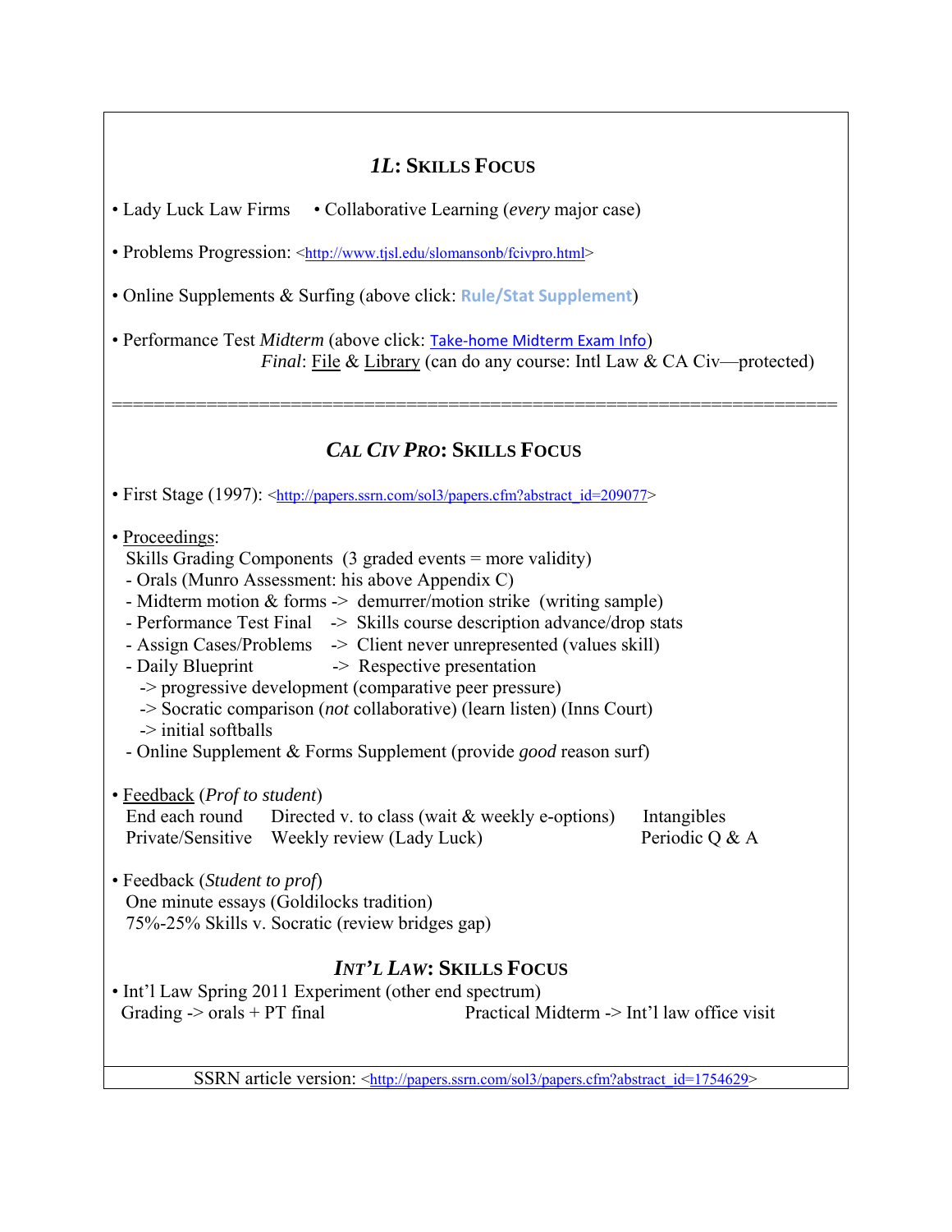## *1L*: SKILLS FOCUS

- Lady Luck Law Firms
- Collaborative Learning (*every* major case)
- Problems Progression: <http://www.tjsl.edu/slomansonb/fcivpro.html>
- Online Supplements & Surfing (above click: Rule/Stat Supplement)
- Performance Test *Midterm* (above click: Take-home Midterm Exam Info)
  *Final*: File & Library (can do any course: Intl Law & CA Civ—protected)

=====================================================================

## *CAL CIV PRO*: SKILLS FOCUS

- First Stage (1997): <http://papers.ssrn.com/sol3/papers.cfm?abstract_id=209077>

- Proceedings:
  Skills Grading Components (3 graded events = more validity)
  - Orals (Munro Assessment: his above Appendix C)
  - Midterm motion & forms -> demurrer/motion strike (writing sample)
  - Performance Test Final -> Skills course description advance/drop stats
  - Assign Cases/Problems -> Client never unrepresented (values skill)
  - Daily Blueprint -> Respective presentation
    - -> progressive development (comparative peer pressure)
    - -> Socratic comparison (*not* collaborative) (learn listen) (Inns Court)
    - -> initial softballs
  - Online Supplement & Forms Supplement (provide *good* reason surf)

- Feedback (*Prof to student*)
  End each round — Directed v. to class (wait & weekly e-options) — Intangibles
  Private/Sensitive — Weekly review (Lady Luck) — Periodic Q & A

- Feedback (*Student to prof*)
  One minute essays (Goldilocks tradition)
  75%-25% Skills v. Socratic (review bridges gap)

## *INT'L LAW*: SKILLS FOCUS

- Int'l Law Spring 2011 Experiment (other end spectrum)
  Grading -> orals + PT final — Practical Midterm -> Int'l law office visit

SSRN article version: <http://papers.ssrn.com/sol3/papers.cfm?abstract_id=1754629>